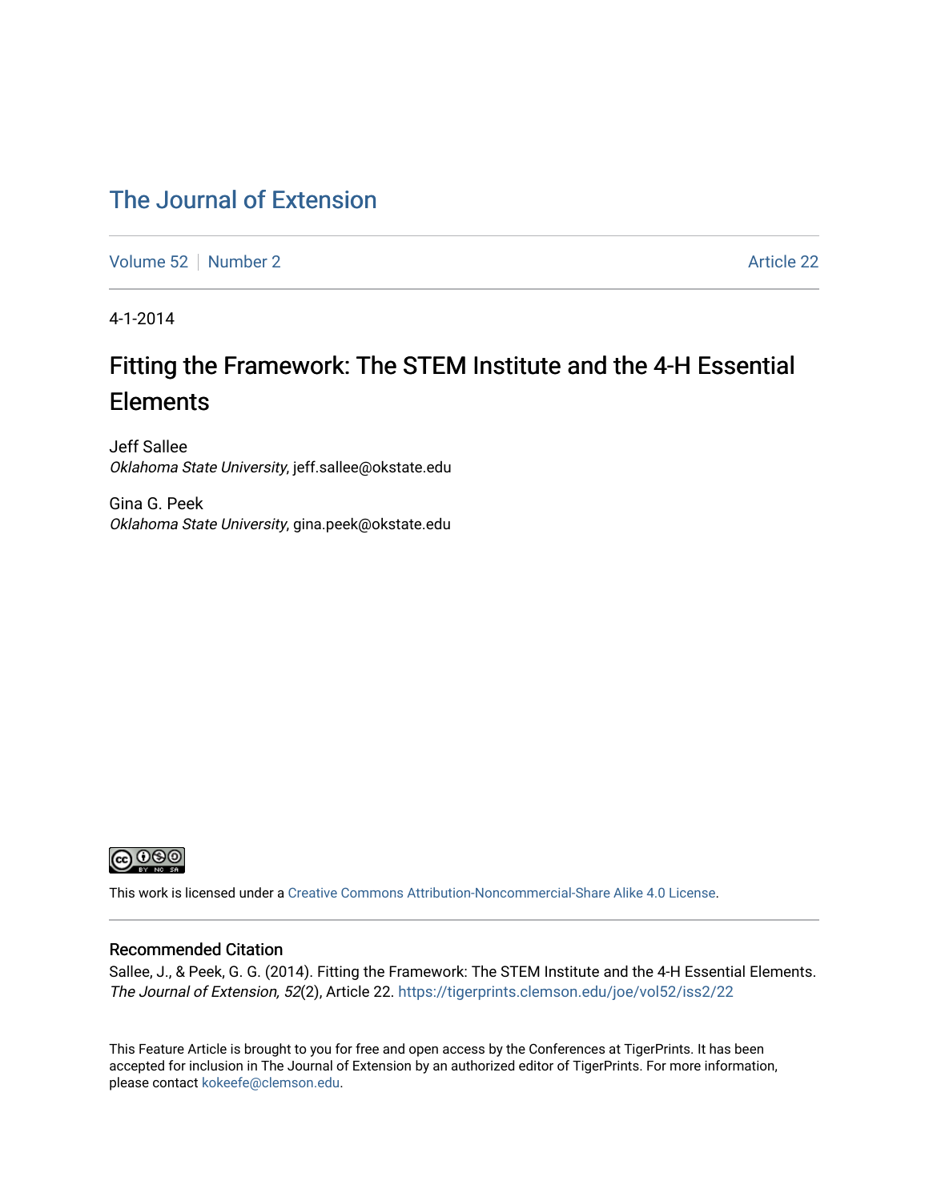# The Journal of Extension

Volume 52 | Number 2 | Article 22

4-1-2014

## Fitting the Framework: The STEM Institute and the 4-H Essential Elements

Jeff Sallee
*Oklahoma State University*, jeff.sallee@okstate.edu

Gina G. Peek
*Oklahoma State University*, gina.peek@okstate.edu

This work is licensed under a Creative Commons Attribution-Noncommercial-Share Alike 4.0 License.

### Recommended Citation

Sallee, J., & Peek, G. G. (2014). Fitting the Framework: The STEM Institute and the 4-H Essential Elements. *The Journal of Extension, 52*(2), Article 22. https://tigerprints.clemson.edu/joe/vol52/iss2/22

This Feature Article is brought to you for free and open access by the Conferences at TigerPrints. It has been accepted for inclusion in The Journal of Extension by an authorized editor of TigerPrints. For more information, please contact kokeefe@clemson.edu.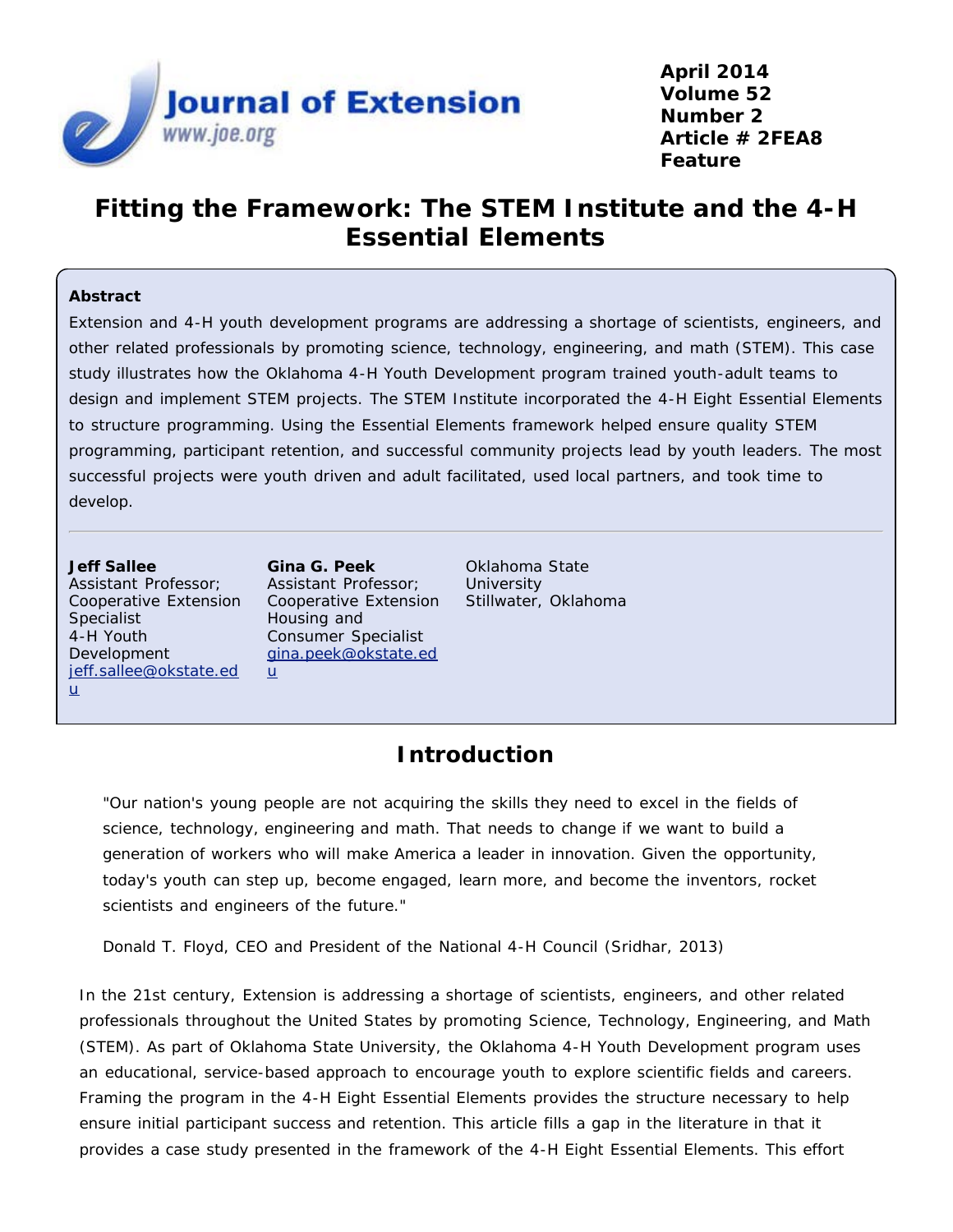# Fitting the Framework: The STEM Institute and the 4-H Essential Elements

**Abstract**

Extension and 4-H youth development programs are addressing a shortage of scientists, engineers, and other related professionals by promoting science, technology, engineering, and math (STEM). This case study illustrates how the Oklahoma 4-H Youth Development program trained youth-adult teams to design and implement STEM projects. The STEM Institute incorporated the 4-H Eight Essential Elements to structure programming. Using the Essential Elements framework helped ensure quality STEM programming, participant retention, and successful community projects lead by youth leaders. The most successful projects were youth driven and adult facilitated, used local partners, and took time to develop.

**Jeff Sallee**
Assistant Professor;
Cooperative Extension Specialist
4-H Youth Development
jeff.sallee@okstate.edu

**Gina G. Peek**
Assistant Professor;
Cooperative Extension Housing and Consumer Specialist
gina.peek@okstate.edu

Oklahoma State University
Stillwater, Oklahoma

## Introduction

> "Our nation's young people are not acquiring the skills they need to excel in the fields of science, technology, engineering and math. That needs to change if we want to build a generation of workers who will make America a leader in innovation. Given the opportunity, today's youth can step up, become engaged, learn more, and become the inventors, rocket scientists and engineers of the future."
>
> Donald T. Floyd, CEO and President of the National 4-H Council (Sridhar, 2013)

In the 21st century, Extension is addressing a shortage of scientists, engineers, and other related professionals throughout the United States by promoting Science, Technology, Engineering, and Math (STEM). As part of Oklahoma State University, the Oklahoma 4-H Youth Development program uses an educational, service-based approach to encourage youth to explore scientific fields and careers. Framing the program in the 4-H Eight Essential Elements provides the structure necessary to help ensure initial participant success and retention. This article fills a gap in the literature in that it provides a case study presented in the framework of the 4-H Eight Essential Elements. This effort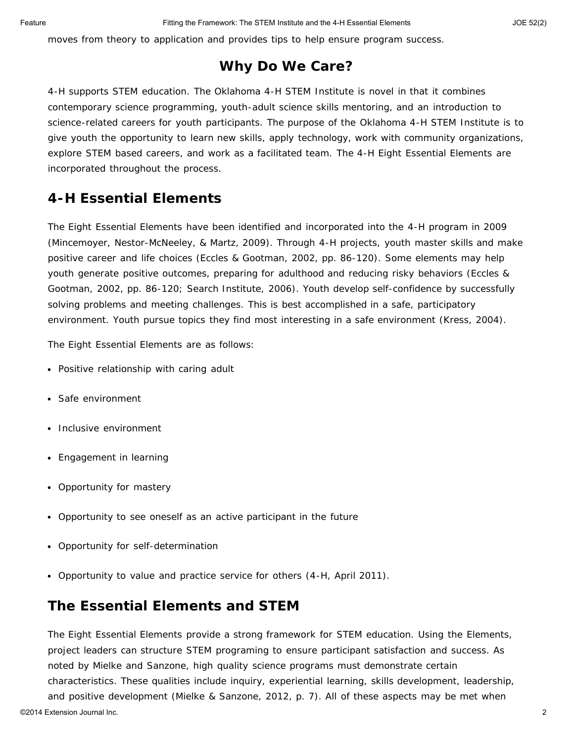moves from theory to application and provides tips to help ensure program success.

## Why Do We Care?

4-H supports STEM education. The Oklahoma 4-H STEM Institute is novel in that it combines contemporary science programming, youth-adult science skills mentoring, and an introduction to science-related careers for youth participants. The purpose of the Oklahoma 4-H STEM Institute is to give youth the opportunity to learn new skills, apply technology, work with community organizations, explore STEM based careers, and work as a facilitated team. The 4-H Eight Essential Elements are incorporated throughout the process.

## 4-H Essential Elements

The Eight Essential Elements have been identified and incorporated into the 4-H program in 2009 (Mincemoyer, Nestor-McNeeley, & Martz, 2009). Through 4-H projects, youth master skills and make positive career and life choices (Eccles & Gootman, 2002, pp. 86-120). Some elements may help youth generate positive outcomes, preparing for adulthood and reducing risky behaviors (Eccles & Gootman, 2002, pp. 86-120; Search Institute, 2006). Youth develop self-confidence by successfully solving problems and meeting challenges. This is best accomplished in a safe, participatory environment. Youth pursue topics they find most interesting in a safe environment (Kress, 2004).

The Eight Essential Elements are as follows:

- Positive relationship with caring adult
- Safe environment
- Inclusive environment
- Engagement in learning
- Opportunity for mastery
- Opportunity to see oneself as an active participant in the future
- Opportunity for self-determination
- Opportunity to value and practice service for others (4-H, April 2011).

## The Essential Elements and STEM

The Eight Essential Elements provide a strong framework for STEM education. Using the Elements, project leaders can structure STEM programing to ensure participant satisfaction and success. As noted by Mielke and Sanzone, high quality science programs must demonstrate certain characteristics. These qualities include inquiry, experiential learning, skills development, leadership, and positive development (Mielke & Sanzone, 2012, p. 7). All of these aspects may be met when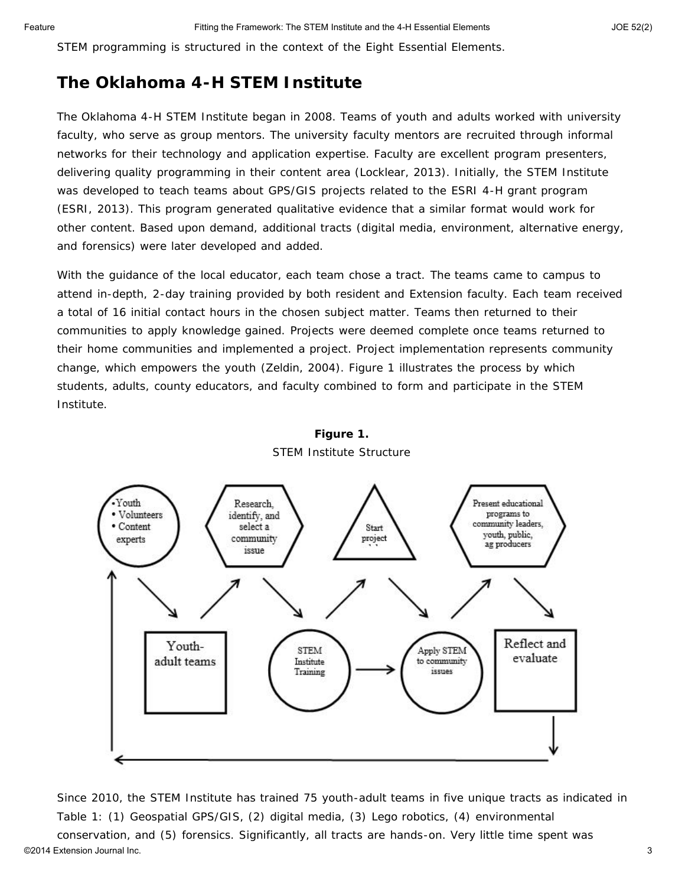STEM programming is structured in the context of the Eight Essential Elements.

## The Oklahoma 4-H STEM Institute

The Oklahoma 4-H STEM Institute began in 2008. Teams of youth and adults worked with university faculty, who serve as group mentors. The university faculty mentors are recruited through informal networks for their technology and application expertise. Faculty are excellent program presenters, delivering quality programming in their content area (Locklear, 2013). Initially, the STEM Institute was developed to teach teams about GPS/GIS projects related to the ESRI 4-H grant program (ESRI, 2013). This program generated qualitative evidence that a similar format would work for other content. Based upon demand, additional tracts (digital media, environment, alternative energy, and forensics) were later developed and added.

With the guidance of the local educator, each team chose a tract. The teams came to campus to attend in-depth, 2-day training provided by both resident and Extension faculty. Each team received a total of 16 initial contact hours in the chosen subject matter. Teams then returned to their communities to apply knowledge gained. Projects were deemed complete once teams returned to their home communities and implemented a project. Project implementation represents community change, which empowers the youth (Zeldin, 2004). Figure 1 illustrates the process by which students, adults, county educators, and faculty combined to form and participate in the STEM Institute.

**Figure 1.**
STEM Institute Structure

- Youth
- Volunteers
- Content experts

Youth-adult teams

Research, identify, and select a community issue

STEM Institute Training

Start project

Apply STEM to community issues

Present educational programs to community leaders, youth, public, ag producers

Reflect and evaluate

Since 2010, the STEM Institute has trained 75 youth-adult teams in five unique tracts as indicated in Table 1: (1) Geospatial GPS/GIS, (2) digital media, (3) Lego robotics, (4) environmental conservation, and (5) forensics. Significantly, all tracts are hands-on. Very little time spent was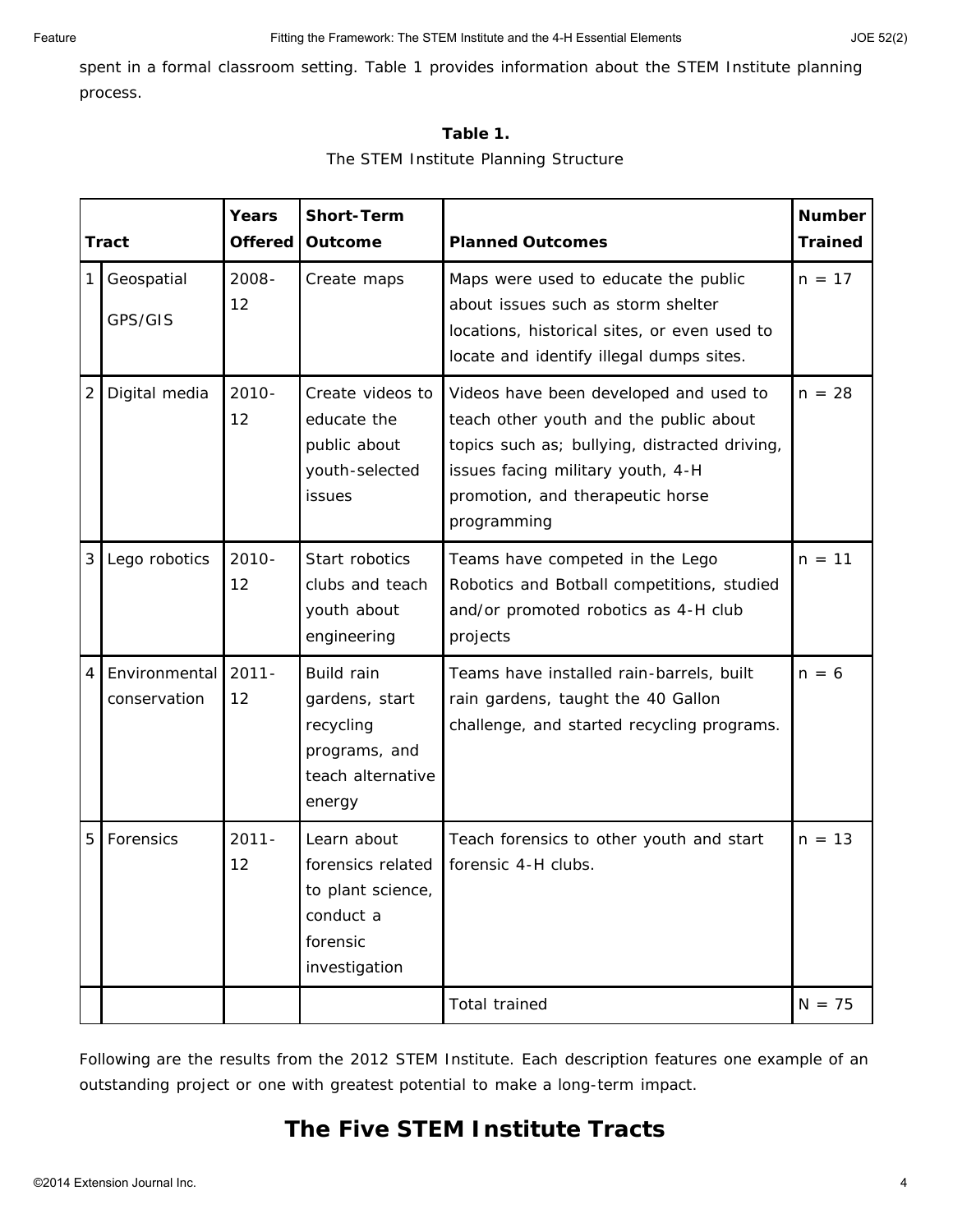spent in a formal classroom setting. Table 1 provides information about the STEM Institute planning process.

**Table 1.**
The STEM Institute Planning Structure

| Tract | | Years Offered | Short-Term Outcome | Planned Outcomes | Number Trained |
|---|---|---|---|---|---|
| 1 | Geospatial GPS/GIS | 2008-12 | Create maps | Maps were used to educate the public about issues such as storm shelter locations, historical sites, or even used to locate and identify illegal dumps sites. | n = 17 |
| 2 | Digital media | 2010-12 | Create videos to educate the public about youth-selected issues | Videos have been developed and used to teach other youth and the public about topics such as; bullying, distracted driving, issues facing military youth, 4-H promotion, and therapeutic horse programming | n = 28 |
| 3 | Lego robotics | 2010-12 | Start robotics clubs and teach youth about engineering | Teams have competed in the Lego Robotics and Botball competitions, studied and/or promoted robotics as 4-H club projects | n = 11 |
| 4 | Environmental conservation | 2011-12 | Build rain gardens, start recycling programs, and teach alternative energy | Teams have installed rain-barrels, built rain gardens, taught the 40 Gallon challenge, and started recycling programs. | n = 6 |
| 5 | Forensics | 2011-12 | Learn about forensics related to plant science, conduct a forensic investigation | Teach forensics to other youth and start forensic 4-H clubs. | n = 13 |
| | | | | Total trained | N = 75 |

Following are the results from the 2012 STEM Institute. Each description features one example of an outstanding project or one with greatest potential to make a long-term impact.

## The Five STEM Institute Tracts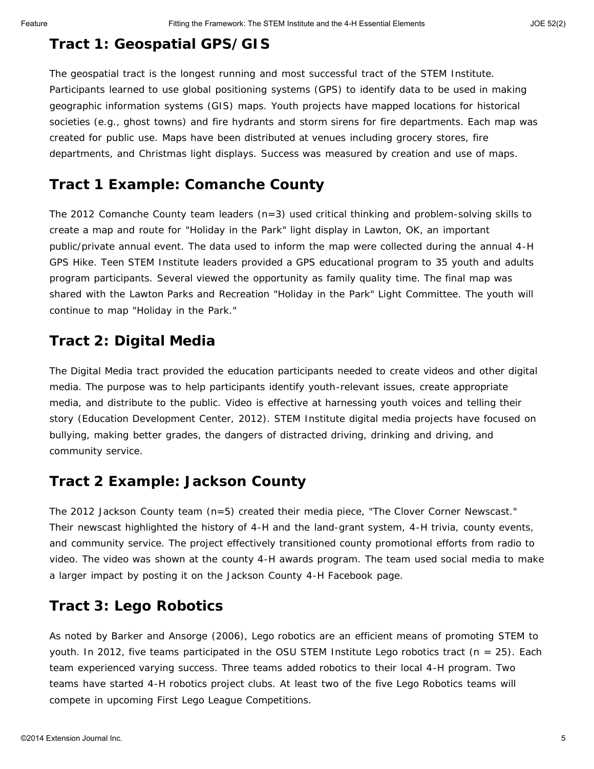## Tract 1: Geospatial GPS/GIS

The geospatial tract is the longest running and most successful tract of the STEM Institute. Participants learned to use global positioning systems (GPS) to identify data to be used in making geographic information systems (GIS) maps. Youth projects have mapped locations for historical societies (e.g., ghost towns) and fire hydrants and storm sirens for fire departments. Each map was created for public use. Maps have been distributed at venues including grocery stores, fire departments, and Christmas light displays. Success was measured by creation and use of maps.

## Tract 1 Example: Comanche County

The 2012 Comanche County team leaders (n=3) used critical thinking and problem-solving skills to create a map and route for "Holiday in the Park" light display in Lawton, OK, an important public/private annual event. The data used to inform the map were collected during the annual 4-H GPS Hike. Teen STEM Institute leaders provided a GPS educational program to 35 youth and adults program participants. Several viewed the opportunity as family quality time. The final map was shared with the Lawton Parks and Recreation "Holiday in the Park" Light Committee. The youth will continue to map "Holiday in the Park."

## Tract 2: Digital Media

The Digital Media tract provided the education participants needed to create videos and other digital media. The purpose was to help participants identify youth-relevant issues, create appropriate media, and distribute to the public. Video is effective at harnessing youth voices and telling their story (Education Development Center, 2012). STEM Institute digital media projects have focused on bullying, making better grades, the dangers of distracted driving, drinking and driving, and community service.

## Tract 2 Example: Jackson County

The 2012 Jackson County team (n=5) created their media piece, "The Clover Corner Newscast." Their newscast highlighted the history of 4-H and the land-grant system, 4-H trivia, county events, and community service. The project effectively transitioned county promotional efforts from radio to video. The video was shown at the county 4-H awards program. The team used social media to make a larger impact by posting it on the Jackson County 4-H Facebook page.

## Tract 3: Lego Robotics

As noted by Barker and Ansorge (2006), Lego robotics are an efficient means of promoting STEM to youth. In 2012, five teams participated in the OSU STEM Institute Lego robotics tract (n = 25). Each team experienced varying success. Three teams added robotics to their local 4-H program. Two teams have started 4-H robotics project clubs. At least two of the five Lego Robotics teams will compete in upcoming First Lego League Competitions.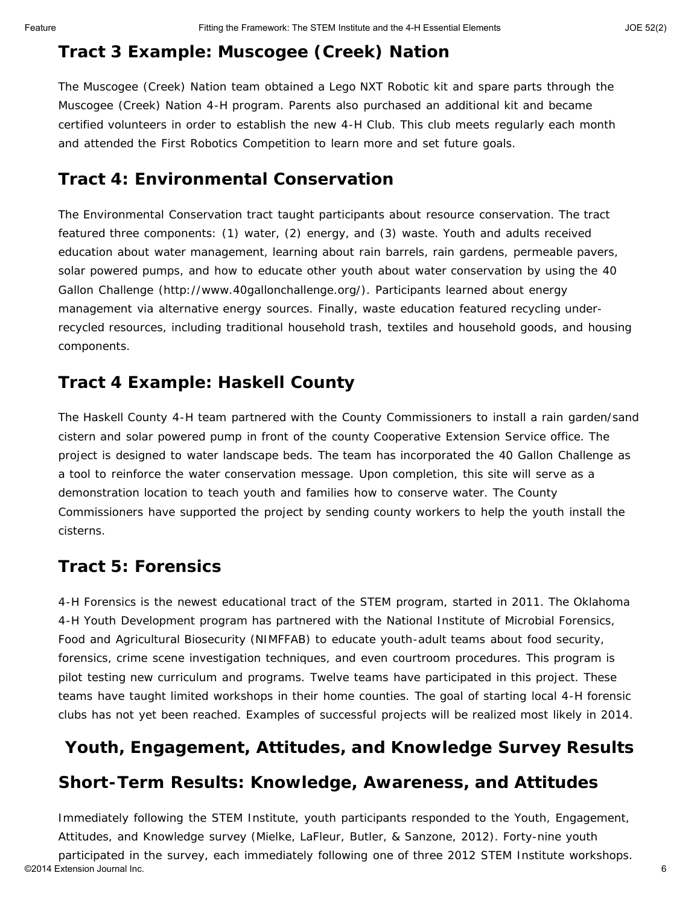## Tract 3 Example: Muscogee (Creek) Nation

The Muscogee (Creek) Nation team obtained a Lego NXT Robotic kit and spare parts through the Muscogee (Creek) Nation 4-H program. Parents also purchased an additional kit and became certified volunteers in order to establish the new 4-H Club. This club meets regularly each month and attended the First Robotics Competition to learn more and set future goals.

## Tract 4: Environmental Conservation

The Environmental Conservation tract taught participants about resource conservation. The tract featured three components: (1) water, (2) energy, and (3) waste. Youth and adults received education about water management, learning about rain barrels, rain gardens, permeable pavers, solar powered pumps, and how to educate other youth about water conservation by using the 40 Gallon Challenge (http://www.40gallonchallenge.org/). Participants learned about energy management via alternative energy sources. Finally, waste education featured recycling under-recycled resources, including traditional household trash, textiles and household goods, and housing components.

## Tract 4 Example: Haskell County

The Haskell County 4-H team partnered with the County Commissioners to install a rain garden/sand cistern and solar powered pump in front of the county Cooperative Extension Service office. The project is designed to water landscape beds. The team has incorporated the 40 Gallon Challenge as a tool to reinforce the water conservation message. Upon completion, this site will serve as a demonstration location to teach youth and families how to conserve water. The County Commissioners have supported the project by sending county workers to help the youth install the cisterns.

## Tract 5: Forensics

4-H Forensics is the newest educational tract of the STEM program, started in 2011. The Oklahoma 4-H Youth Development program has partnered with the National Institute of Microbial Forensics, Food and Agricultural Biosecurity (NIMFFAB) to educate youth-adult teams about food security, forensics, crime scene investigation techniques, and even courtroom procedures. This program is pilot testing new curriculum and programs. Twelve teams have participated in this project. These teams have taught limited workshops in their home counties. The goal of starting local 4-H forensic clubs has not yet been reached. Examples of successful projects will be realized most likely in 2014.

# Youth, Engagement, Attitudes, and Knowledge Survey Results

## Short-Term Results: Knowledge, Awareness, and Attitudes

Immediately following the STEM Institute, youth participants responded to the Youth, Engagement, Attitudes, and Knowledge survey (Mielke, LaFleur, Butler, & Sanzone, 2012). Forty-nine youth participated in the survey, each immediately following one of three 2012 STEM Institute workshops.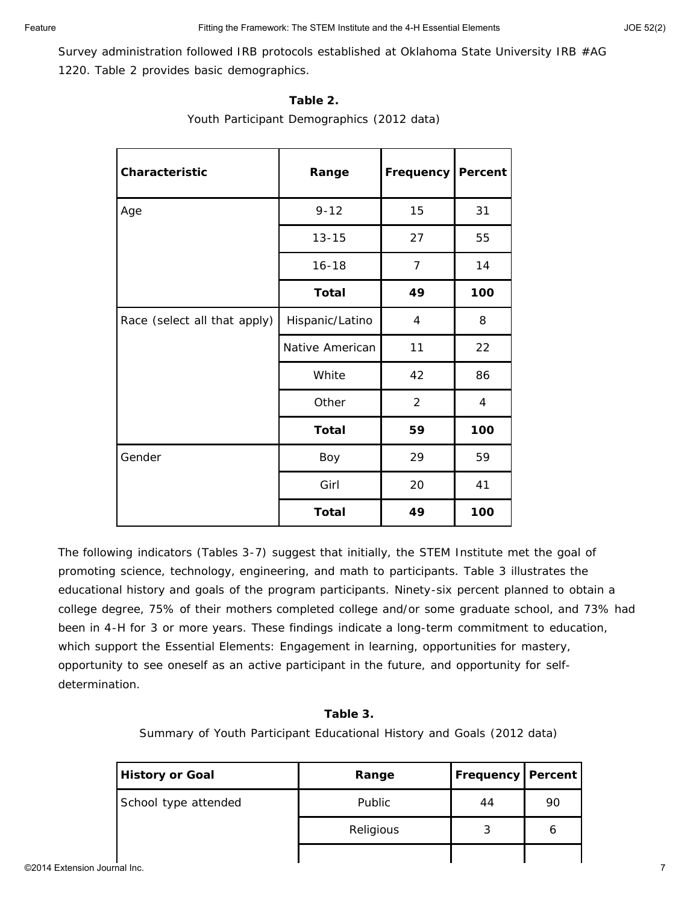Survey administration followed IRB protocols established at Oklahoma State University IRB #AG 1220. Table 2 provides basic demographics.

**Table 2.**

Youth Participant Demographics (2012 data)

| Characteristic | Range | Frequency | Percent |
|---|---|---|---|
| Age | 9-12 | 15 | 31 |
| | 13-15 | 27 | 55 |
| | 16-18 | 7 | 14 |
| | **Total** | **49** | **100** |
| Race (select all that apply) | Hispanic/Latino | 4 | 8 |
| | Native American | 11 | 22 |
| | White | 42 | 86 |
| | Other | 2 | 4 |
| | **Total** | **59** | **100** |
| Gender | Boy | 29 | 59 |
| | Girl | 20 | 41 |
| | **Total** | **49** | **100** |

The following indicators (Tables 3-7) suggest that initially, the STEM Institute met the goal of promoting science, technology, engineering, and math to participants. Table 3 illustrates the educational history and goals of the program participants. Ninety-six percent planned to obtain a college degree, 75% of their mothers completed college and/or some graduate school, and 73% had been in 4-H for 3 or more years. These findings indicate a long-term commitment to education, which support the Essential Elements: Engagement in learning, opportunities for mastery, opportunity to see oneself as an active participant in the future, and opportunity for self-determination.

**Table 3.**

Summary of Youth Participant Educational History and Goals (2012 data)

| History or Goal | Range | Frequency | Percent |
|---|---|---|---|
| School type attended | Public | 44 | 90 |
| | Religious | 3 | 6 |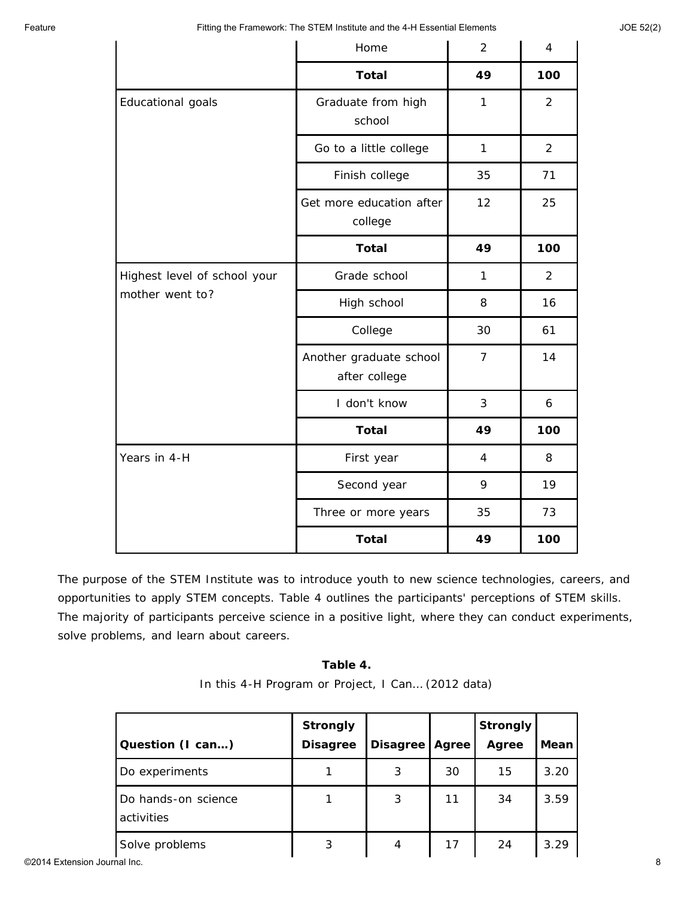| | Home | 2 | 4 |
|---|---|---|---|
| | **Total** | **49** | **100** |
| Educational goals | Graduate from high school | 1 | 2 |
| | Go to a little college | 1 | 2 |
| | Finish college | 35 | 71 |
| | Get more education after college | 12 | 25 |
| | **Total** | **49** | **100** |
| Highest level of school your mother went to? | Grade school | 1 | 2 |
| | High school | 8 | 16 |
| | College | 30 | 61 |
| | Another graduate school after college | 7 | 14 |
| | I don't know | 3 | 6 |
| | **Total** | **49** | **100** |
| Years in 4-H | First year | 4 | 8 |
| | Second year | 9 | 19 |
| | Three or more years | 35 | 73 |
| | **Total** | **49** | **100** |

The purpose of the STEM Institute was to introduce youth to new science technologies, careers, and opportunities to apply STEM concepts. Table 4 outlines the participants' perceptions of STEM skills. The majority of participants perceive science in a positive light, where they can conduct experiments, solve problems, and learn about careers.

**Table 4.**

In this 4-H Program or Project, I Can… (2012 data)

| **Question (I can…)** | **Strongly Disagree** | **Disagree** | **Agree** | **Strongly Agree** | **Mean** |
|---|---|---|---|---|---|
| Do experiments | 1 | 3 | 30 | 15 | 3.20 |
| Do hands-on science activities | 1 | 3 | 11 | 34 | 3.59 |
| Solve problems | 3 | 4 | 17 | 24 | 3.29 |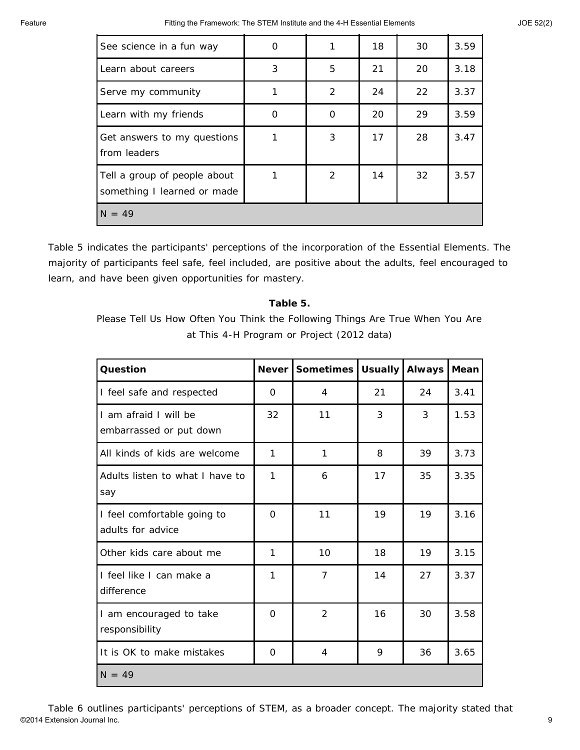| See science in a fun way | 0 | 1 | 18 | 30 | 3.59 |
|---|---|---|---|---|---|
| Learn about careers | 3 | 5 | 21 | 20 | 3.18 |
| Serve my community | 1 | 2 | 24 | 22 | 3.37 |
| Learn with my friends | 0 | 0 | 20 | 29 | 3.59 |
| Get answers to my questions from leaders | 1 | 3 | 17 | 28 | 3.47 |
| Tell a group of people about something I learned or made | 1 | 2 | 14 | 32 | 3.57 |
| N = 49 | | | | | |

Table 5 indicates the participants' perceptions of the incorporation of the Essential Elements. The majority of participants feel safe, feel included, are positive about the adults, feel encouraged to learn, and have been given opportunities for mastery.

**Table 5.**

Please Tell Us How Often You Think the Following Things Are True When You Are at This 4-H Program or Project (2012 data)

| Question | Never | Sometimes | Usually | Always | Mean |
|---|---|---|---|---|---|
| I feel safe and respected | 0 | 4 | 21 | 24 | 3.41 |
| I am afraid I will be embarrassed or put down | 32 | 11 | 3 | 3 | 1.53 |
| All kinds of kids are welcome | 1 | 1 | 8 | 39 | 3.73 |
| Adults listen to what I have to say | 1 | 6 | 17 | 35 | 3.35 |
| I feel comfortable going to adults for advice | 0 | 11 | 19 | 19 | 3.16 |
| Other kids care about me | 1 | 10 | 18 | 19 | 3.15 |
| I feel like I can make a difference | 1 | 7 | 14 | 27 | 3.37 |
| I am encouraged to take responsibility | 0 | 2 | 16 | 30 | 3.58 |
| It is OK to make mistakes | 0 | 4 | 9 | 36 | 3.65 |
| N = 49 | | | | | |

Table 6 outlines participants' perceptions of STEM, as a broader concept. The majority stated that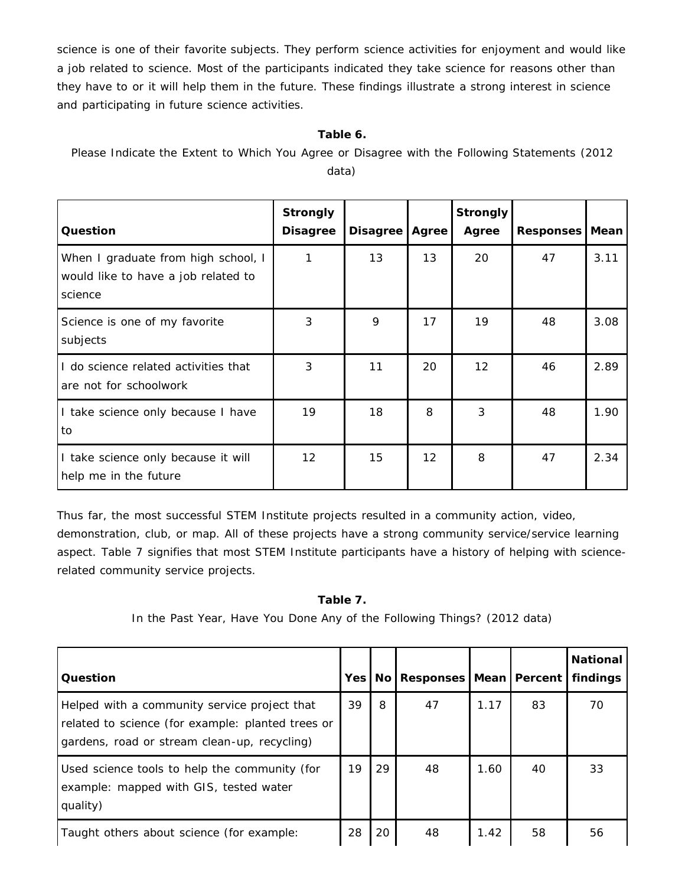science is one of their favorite subjects. They perform science activities for enjoyment and would like a job related to science. Most of the participants indicated they take science for reasons other than they have to or it will help them in the future. These findings illustrate a strong interest in science and participating in future science activities.

**Table 6.**

Please Indicate the Extent to Which You Agree or Disagree with the Following Statements (2012 data)

| Question | Strongly Disagree | Disagree | Agree | Strongly Agree | Responses | Mean |
|---|---|---|---|---|---|---|
| When I graduate from high school, I would like to have a job related to science | 1 | 13 | 13 | 20 | 47 | 3.11 |
| Science is one of my favorite subjects | 3 | 9 | 17 | 19 | 48 | 3.08 |
| I do science related activities that are not for schoolwork | 3 | 11 | 20 | 12 | 46 | 2.89 |
| I take science only because I have to | 19 | 18 | 8 | 3 | 48 | 1.90 |
| I take science only because it will help me in the future | 12 | 15 | 12 | 8 | 47 | 2.34 |

Thus far, the most successful STEM Institute projects resulted in a community action, video, demonstration, club, or map. All of these projects have a strong community service/service learning aspect. Table 7 signifies that most STEM Institute participants have a history of helping with science-related community service projects.

**Table 7.**

In the Past Year, Have You Done Any of the Following Things? (2012 data)

| Question | Yes | No | Responses | Mean | Percent | National findings |
|---|---|---|---|---|---|---|
| Helped with a community service project that related to science (for example: planted trees or gardens, road or stream clean-up, recycling) | 39 | 8 | 47 | 1.17 | 83 | 70 |
| Used science tools to help the community (for example: mapped with GIS, tested water quality) | 19 | 29 | 48 | 1.60 | 40 | 33 |
| Taught others about science (for example: | 28 | 20 | 48 | 1.42 | 58 | 56 |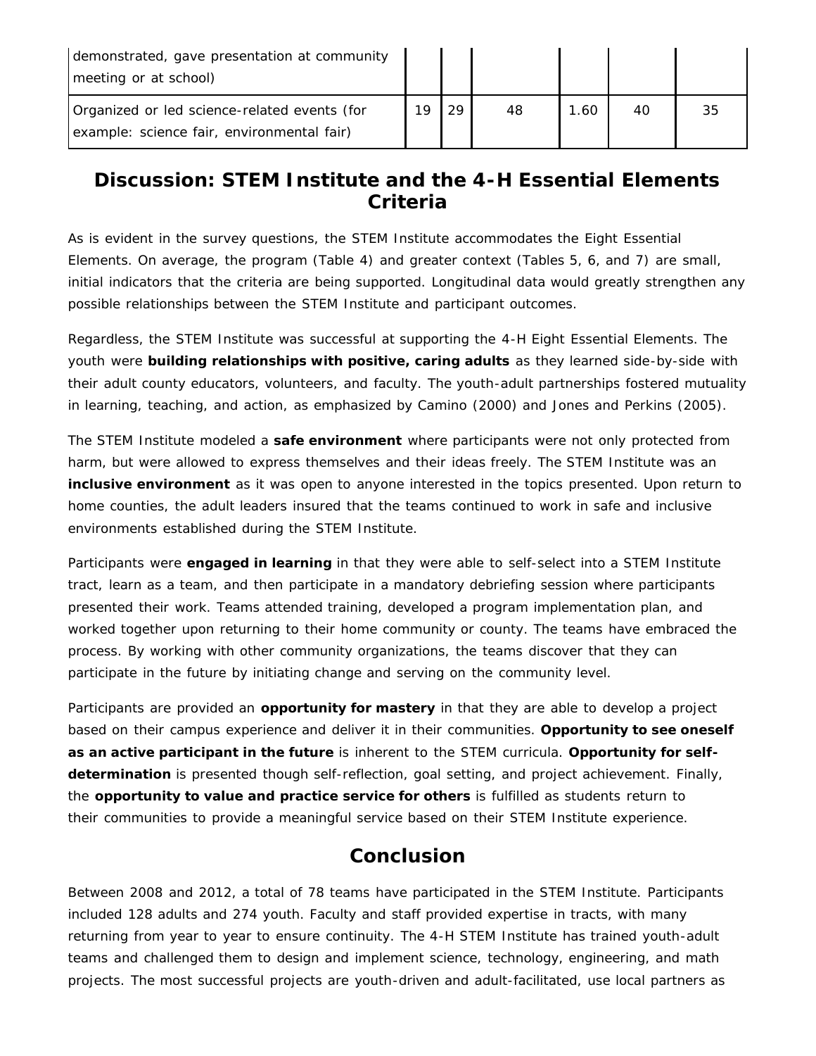| demonstrated, gave presentation at community meeting or at school) | | | | | | |
| --- | --- | --- | --- | --- | --- | --- |
| Organized or led science-related events (for example: science fair, environmental fair) | 19 | 29 | 48 | 1.60 | 40 | 35 |

## Discussion: STEM Institute and the 4-H Essential Elements Criteria

As is evident in the survey questions, the STEM Institute accommodates the Eight Essential Elements. On average, the program (Table 4) and greater context (Tables 5, 6, and 7) are small, initial indicators that the criteria are being supported. Longitudinal data would greatly strengthen any possible relationships between the STEM Institute and participant outcomes.

Regardless, the STEM Institute was successful at supporting the 4-H Eight Essential Elements. The youth were **building relationships with positive, caring adults** as they learned side-by-side with their adult county educators, volunteers, and faculty. The youth-adult partnerships fostered mutuality in learning, teaching, and action, as emphasized by Camino (2000) and Jones and Perkins (2005).

The STEM Institute modeled a **safe environment** where participants were not only protected from harm, but were allowed to express themselves and their ideas freely. The STEM Institute was an **inclusive environment** as it was open to anyone interested in the topics presented. Upon return to home counties, the adult leaders insured that the teams continued to work in safe and inclusive environments established during the STEM Institute.

Participants were **engaged in learning** in that they were able to self-select into a STEM Institute tract, learn as a team, and then participate in a mandatory debriefing session where participants presented their work. Teams attended training, developed a program implementation plan, and worked together upon returning to their home community or county. The teams have embraced the process. By working with other community organizations, the teams discover that they can participate in the future by initiating change and serving on the community level.

Participants are provided an **opportunity for mastery** in that they are able to develop a project based on their campus experience and deliver it in their communities. **Opportunity to see oneself as an active participant in the future** is inherent to the STEM curricula. **Opportunity for self-determination** is presented though self-reflection, goal setting, and project achievement. Finally, the **opportunity to value and practice service for others** is fulfilled as students return to their communities to provide a meaningful service based on their STEM Institute experience.

## Conclusion

Between 2008 and 2012, a total of 78 teams have participated in the STEM Institute. Participants included 128 adults and 274 youth. Faculty and staff provided expertise in tracts, with many returning from year to year to ensure continuity. The 4-H STEM Institute has trained youth-adult teams and challenged them to design and implement science, technology, engineering, and math projects. The most successful projects are youth-driven and adult-facilitated, use local partners as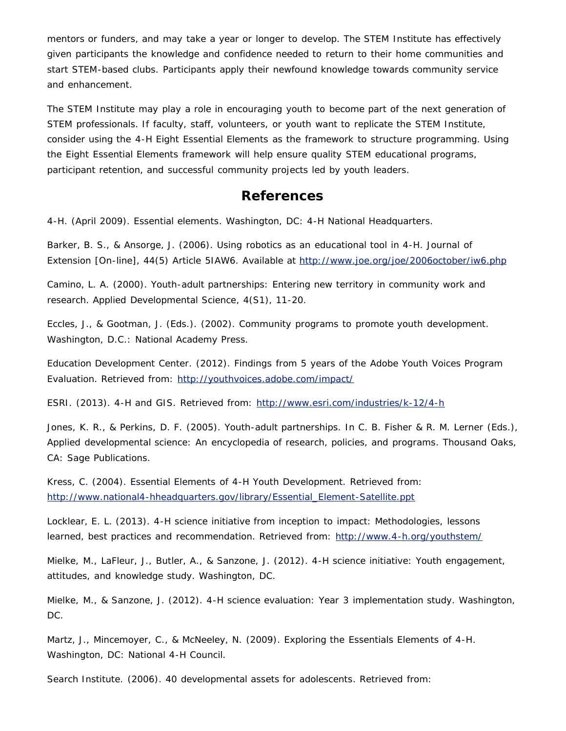mentors or funders, and may take a year or longer to develop. The STEM Institute has effectively given participants the knowledge and confidence needed to return to their home communities and start STEM-based clubs. Participants apply their newfound knowledge towards community service and enhancement.

The STEM Institute may play a role in encouraging youth to become part of the next generation of STEM professionals. If faculty, staff, volunteers, or youth want to replicate the STEM Institute, consider using the 4-H Eight Essential Elements as the framework to structure programming. Using the Eight Essential Elements framework will help ensure quality STEM educational programs, participant retention, and successful community projects led by youth leaders.

## References

4-H. (April 2009). Essential elements. Washington, DC: 4-H National Headquarters.

Barker, B. S., & Ansorge, J. (2006). Using robotics as an educational tool in 4-H. Journal of Extension [On-line], 44(5) Article 5IAW6. Available at http://www.joe.org/joe/2006october/iw6.php

Camino, L. A. (2000). Youth-adult partnerships: Entering new territory in community work and research. Applied Developmental Science, 4(S1), 11-20.

Eccles, J., & Gootman, J. (Eds.). (2002). Community programs to promote youth development. Washington, D.C.: National Academy Press.

Education Development Center. (2012). Findings from 5 years of the Adobe Youth Voices Program Evaluation. Retrieved from: http://youthvoices.adobe.com/impact/

ESRI. (2013). 4-H and GIS. Retrieved from: http://www.esri.com/industries/k-12/4-h

Jones, K. R., & Perkins, D. F. (2005). Youth-adult partnerships. In C. B. Fisher & R. M. Lerner (Eds.), Applied developmental science: An encyclopedia of research, policies, and programs. Thousand Oaks, CA: Sage Publications.

Kress, C. (2004). Essential Elements of 4-H Youth Development. Retrieved from: http://www.national4-hheadquarters.gov/library/Essential_Element-Satellite.ppt

Locklear, E. L. (2013). 4-H science initiative from inception to impact: Methodologies, lessons learned, best practices and recommendation. Retrieved from: http://www.4-h.org/youthstem/

Mielke, M., LaFleur, J., Butler, A., & Sanzone, J. (2012). 4-H science initiative: Youth engagement, attitudes, and knowledge study. Washington, DC.

Mielke, M., & Sanzone, J. (2012). 4-H science evaluation: Year 3 implementation study. Washington, DC.

Martz, J., Mincemoyer, C., & McNeeley, N. (2009). Exploring the Essentials Elements of 4-H. Washington, DC: National 4-H Council.

Search Institute. (2006). 40 developmental assets for adolescents. Retrieved from: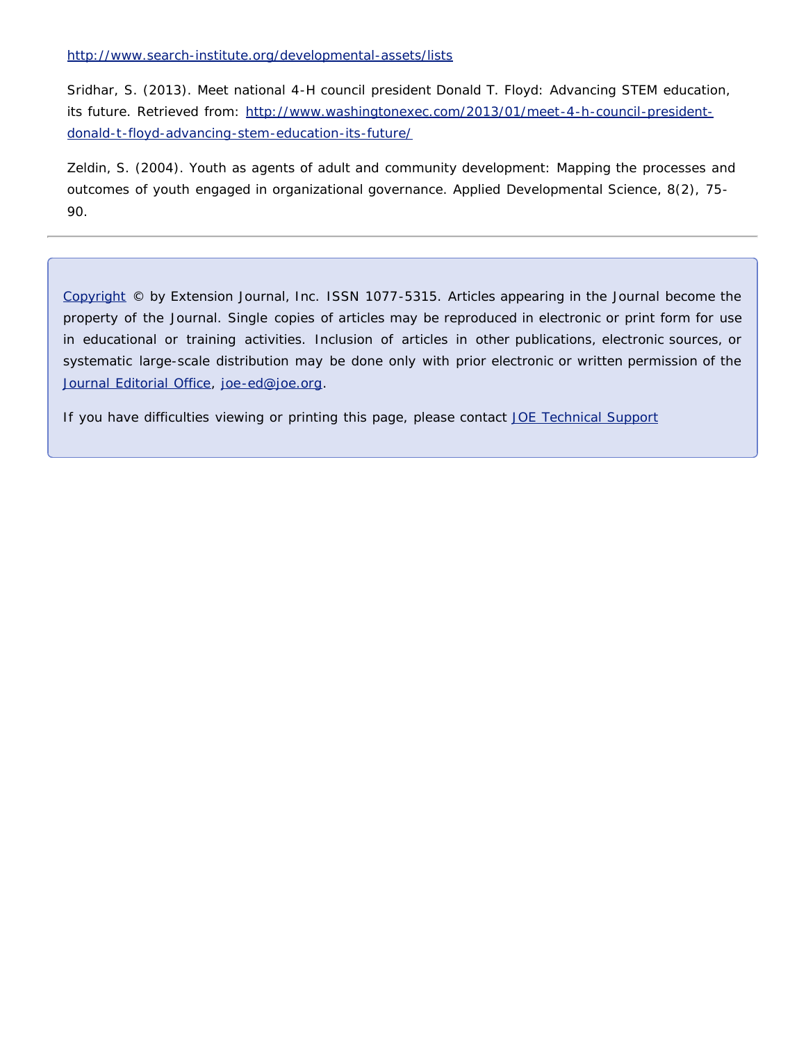http://www.search-institute.org/developmental-assets/lists

Sridhar, S. (2013). Meet national 4-H council president Donald T. Floyd: Advancing STEM education, its future. Retrieved from: http://www.washingtonexec.com/2013/01/meet-4-h-council-president-donald-t-floyd-advancing-stem-education-its-future/

Zeldin, S. (2004). Youth as agents of adult and community development: Mapping the processes and outcomes of youth engaged in organizational governance. Applied Developmental Science, 8(2), 75-90.

---

Copyright © by Extension Journal, Inc. ISSN 1077-5315. Articles appearing in the Journal become the property of the Journal. Single copies of articles may be reproduced in electronic or print form for use in educational or training activities. Inclusion of articles in other publications, electronic sources, or systematic large-scale distribution may be done only with prior electronic or written permission of the Journal Editorial Office, joe-ed@joe.org.

If you have difficulties viewing or printing this page, please contact JOE Technical Support